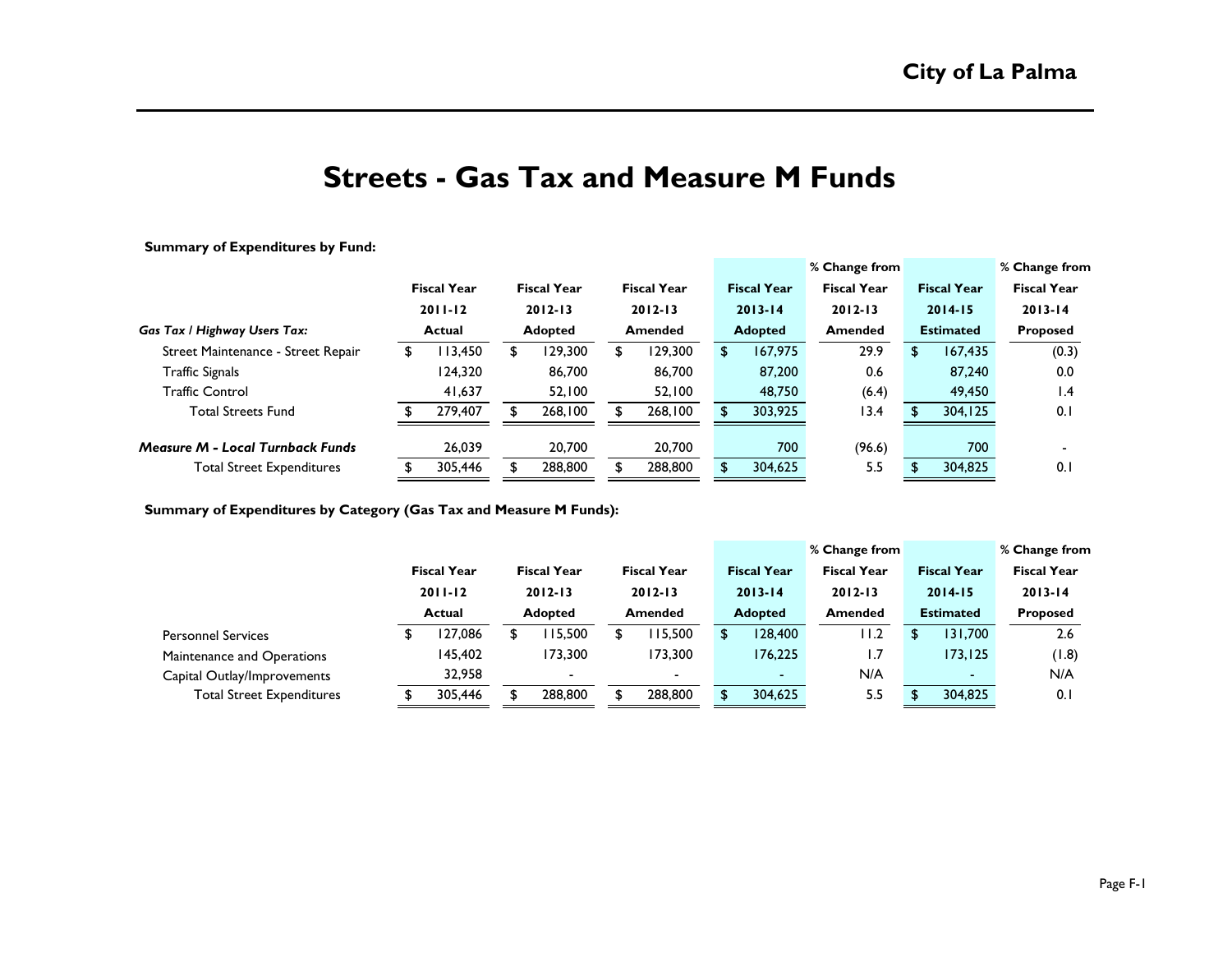# Streets - Gas Tax and Measure M Funds

**Summary of Expenditures by Fund:**

| | Fiscal Year 2011-12 Actual | Fiscal Year 2012-13 Adopted | Fiscal Year 2012-13 Amended | Fiscal Year 2013-14 Adopted | % Change from Fiscal Year 2012-13 Amended | Fiscal Year 2014-15 Estimated | % Change from Fiscal Year 2013-14 Proposed |
|---|---|---|---|---|---|---|---|
| ***Gas Tax / Highway Users Tax:*** | | | | | | | |
| Street Maintenance - Street Repair | $ 113,450 | $ 129,300 | $ 129,300 | $ 167,975 | 29.9 | $ 167,435 | (0.3) |
| Traffic Signals | 124,320 | 86,700 | 86,700 | 87,200 | 0.6 | 87,240 | 0.0 |
| Traffic Control | 41,637 | 52,100 | 52,100 | 48,750 | (6.4) | 49,450 | 1.4 |
| Total Streets Fund | $ 279,407 | $ 268,100 | $ 268,100 | $ 303,925 | 13.4 | $ 304,125 | 0.1 |
| ***Measure M - Local Turnback Funds*** | 26,039 | 20,700 | 20,700 | 700 | (96.6) | 700 | - |
| Total Street Expenditures | $ 305,446 | $ 288,800 | $ 288,800 | $ 304,625 | 5.5 | $ 304,825 | 0.1 |

**Summary of Expenditures by Category (Gas Tax and Measure M Funds):**

| | Fiscal Year 2011-12 Actual | Fiscal Year 2012-13 Adopted | Fiscal Year 2012-13 Amended | Fiscal Year 2013-14 Adopted | % Change from Fiscal Year 2012-13 Amended | Fiscal Year 2014-15 Estimated | % Change from Fiscal Year 2013-14 Proposed |
|---|---|---|---|---|---|---|---|
| Personnel Services | $ 127,086 | $ 115,500 | $ 115,500 | $ 128,400 | 11.2 | $ 131,700 | 2.6 |
| Maintenance and Operations | 145,402 | 173,300 | 173,300 | 176,225 | 1.7 | 173,125 | (1.8) |
| Capital Outlay/Improvements | 32,958 | - | - | - | N/A | - | N/A |
| Total Street Expenditures | $ 305,446 | $ 288,800 | $ 288,800 | $ 304,625 | 5.5 | $ 304,825 | 0.1 |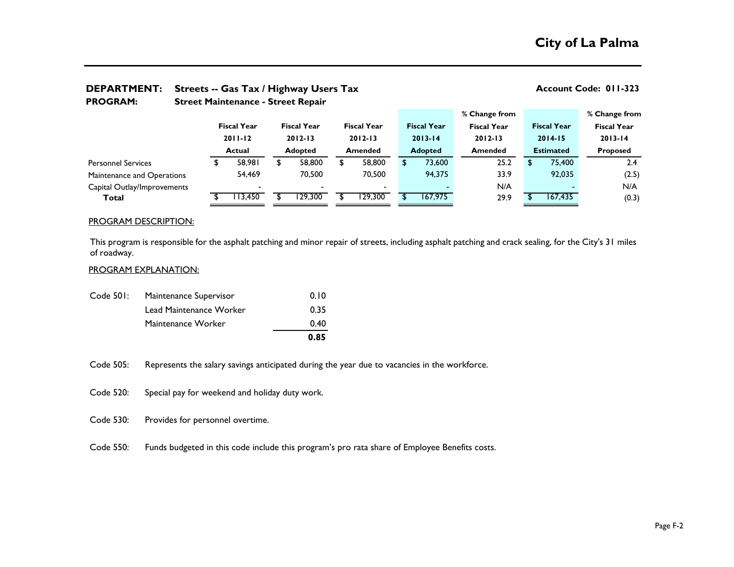# City of La Palma

**DEPARTMENT:** **Streets -- Gas Tax / Highway Users Tax** **Account Code: 011-323**

**PROGRAM:** **Street Maintenance - Street Repair**

| | Fiscal Year 2011-12 Actual | Fiscal Year 2012-13 Adopted | Fiscal Year 2012-13 Amended | Fiscal Year 2013-14 Adopted | % Change from Fiscal Year 2012-13 Amended | Fiscal Year 2014-15 Estimated | % Change from Fiscal Year 2013-14 Proposed |
|---|---|---|---|---|---|---|---|
| Personnel Services | $ 58,981 | $ 58,800 | $ 58,800 | $ 73,600 | 25.2 | $ 75,400 | 2.4 |
| Maintenance and Operations | 54,469 | 70,500 | 70,500 | 94,375 | 33.9 | 92,035 | (2.5) |
| Capital Outlay/Improvements | - | - | - | - | N/A | - | N/A |
| **Total** | $ 113,450 | $ 129,300 | $ 129,300 | $ 167,975 | 29.9 | $ 167,435 | (0.3) |

## PROGRAM DESCRIPTION:

This program is responsible for the asphalt patching and minor repair of streets, including asphalt patching and crack sealing, for the City's 31 miles of roadway.

## PROGRAM EXPLANATION:

| Code 501: | | |
|---|---|---|
| | Maintenance Supervisor | 0.10 |
| | Lead Maintenance Worker | 0.35 |
| | Maintenance Worker | 0.40 |
| | | **0.85** |

Code 505: Represents the salary savings anticipated during the year due to vacancies in the workforce.

Code 520: Special pay for weekend and holiday duty work.

Code 530: Provides for personnel overtime.

Code 550: Funds budgeted in this code include this program's pro rata share of Employee Benefits costs.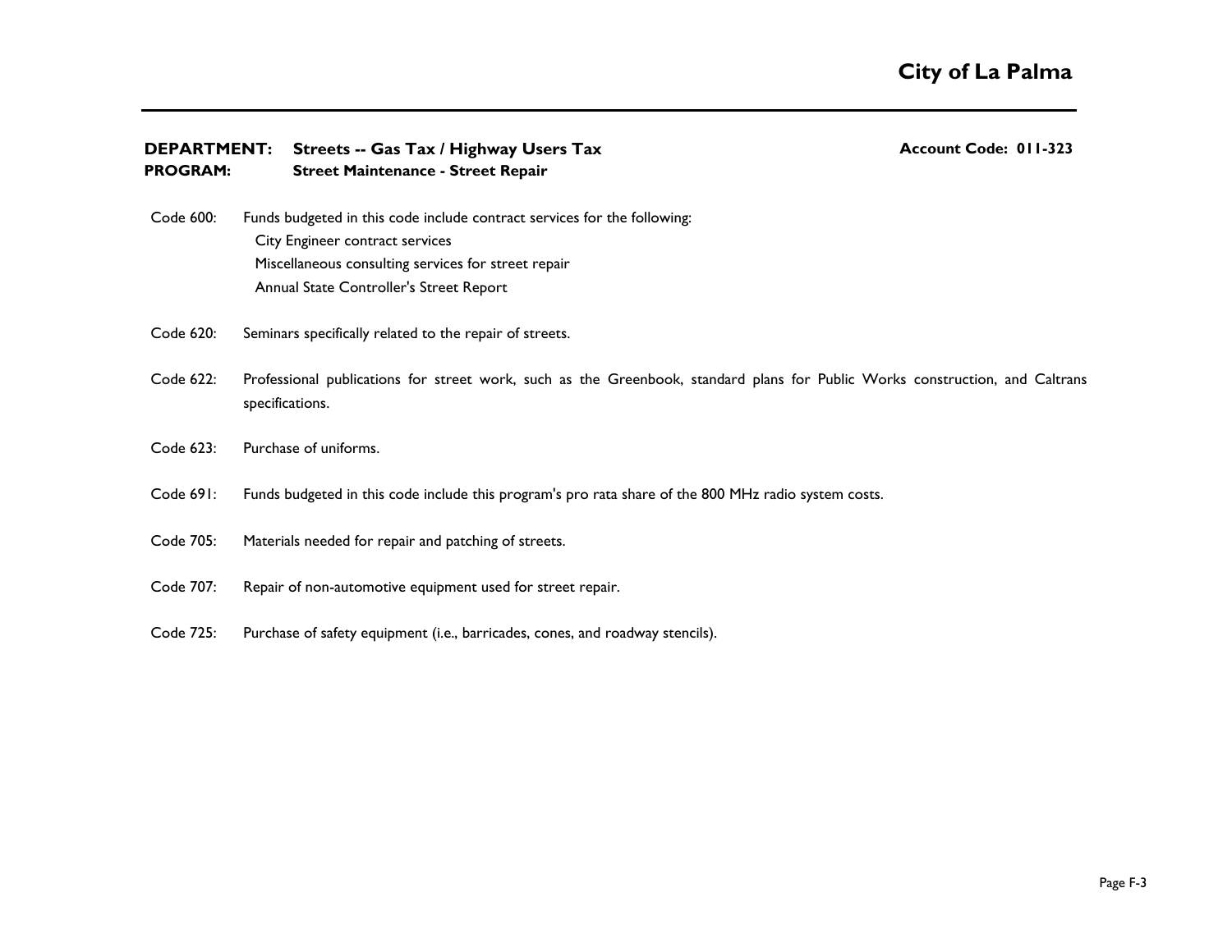**City of La Palma**

**DEPARTMENT:** **Streets -- Gas Tax / Highway Users Tax** **Account Code: 011-323**
**PROGRAM:** **Street Maintenance - Street Repair**

Code 600: Funds budgeted in this code include contract services for the following:
City Engineer contract services
Miscellaneous consulting services for street repair
Annual State Controller's Street Report

Code 620: Seminars specifically related to the repair of streets.

Code 622: Professional publications for street work, such as the Greenbook, standard plans for Public Works construction, and Caltrans specifications.

Code 623: Purchase of uniforms.

Code 691: Funds budgeted in this code include this program's pro rata share of the 800 MHz radio system costs.

Code 705: Materials needed for repair and patching of streets.

Code 707: Repair of non-automotive equipment used for street repair.

Code 725: Purchase of safety equipment (i.e., barricades, cones, and roadway stencils).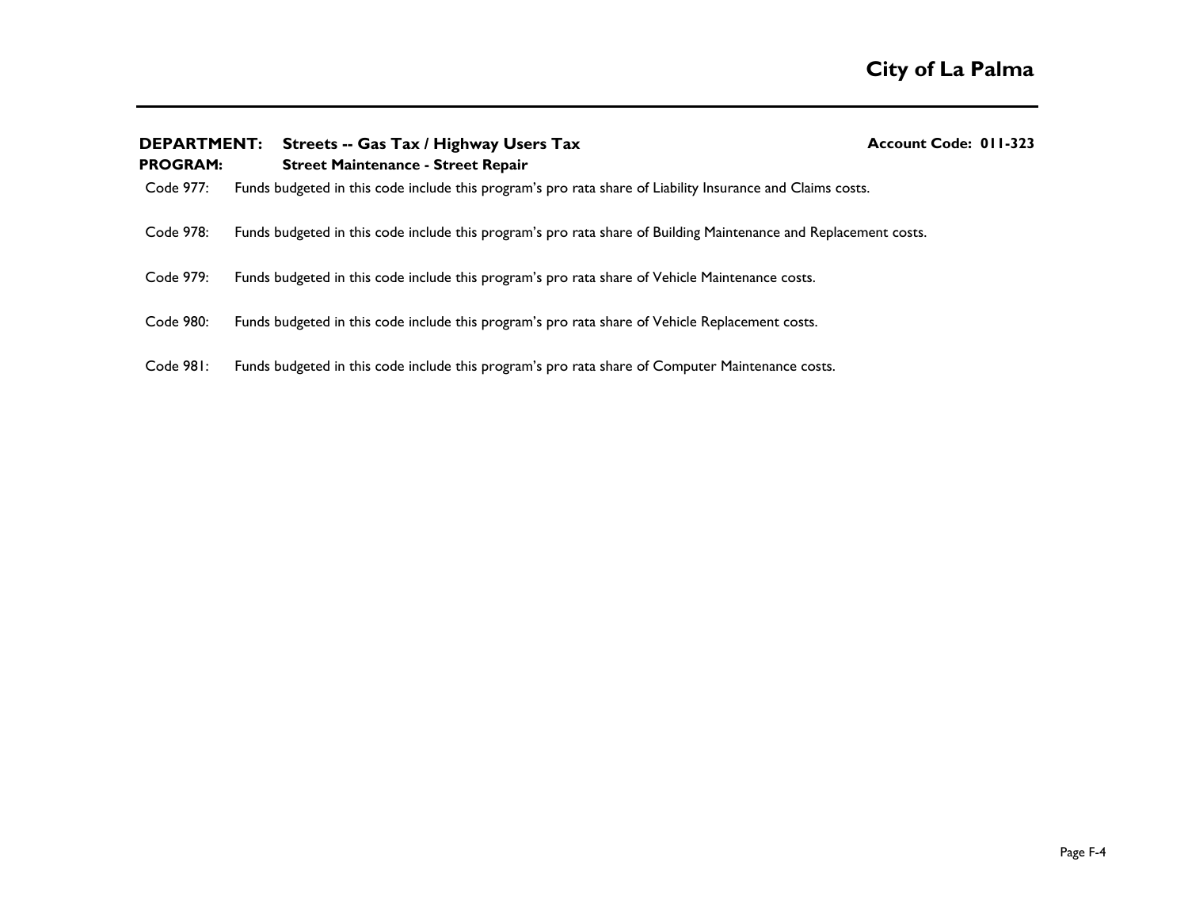**DEPARTMENT:** **Streets -- Gas Tax / Highway Users Tax** **Account Code: 011-323**

**PROGRAM:** **Street Maintenance - Street Repair**

Code 977: Funds budgeted in this code include this program's pro rata share of Liability Insurance and Claims costs.

Code 978: Funds budgeted in this code include this program's pro rata share of Building Maintenance and Replacement costs.

Code 979: Funds budgeted in this code include this program's pro rata share of Vehicle Maintenance costs.

Code 980: Funds budgeted in this code include this program's pro rata share of Vehicle Replacement costs.

Code 981: Funds budgeted in this code include this program's pro rata share of Computer Maintenance costs.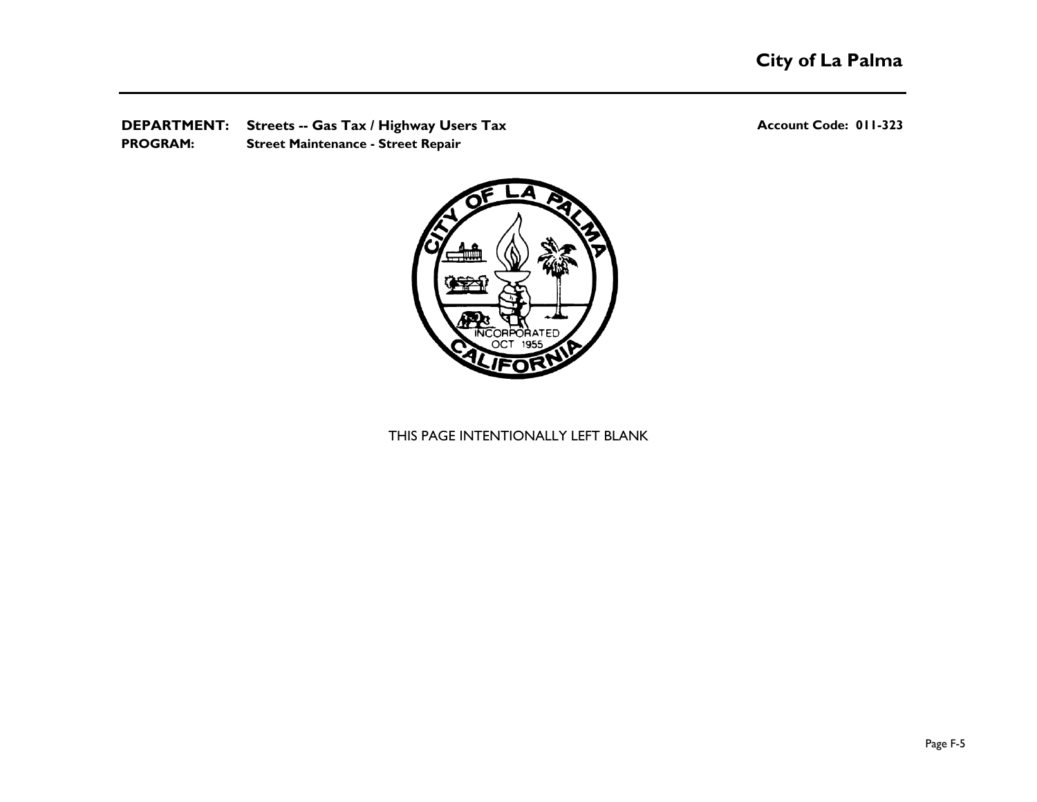**DEPARTMENT:** **Streets -- Gas Tax / Highway Users Tax** **Account Code: 011-323**

**PROGRAM:** **Street Maintenance - Street Repair**

THIS PAGE INTENTIONALLY LEFT BLANK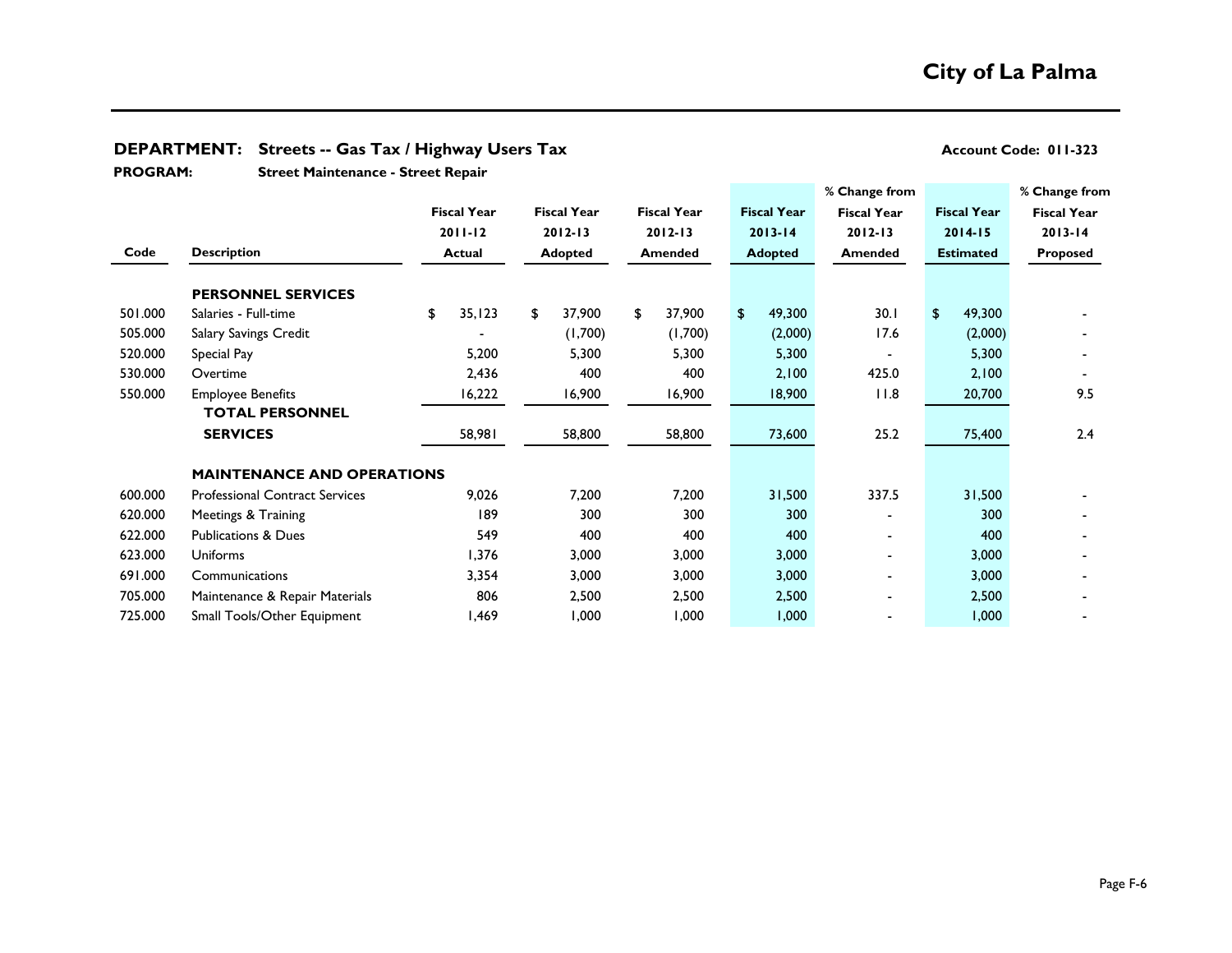# City of La Palma

**DEPARTMENT: Streets -- Gas Tax / Highway Users Tax** — **Account Code: 011-323**

**PROGRAM: Street Maintenance - Street Repair**

| Code | Description | Fiscal Year 2011-12 Actual | Fiscal Year 2012-13 Adopted | Fiscal Year 2012-13 Amended | Fiscal Year 2013-14 Adopted | % Change from Fiscal Year 2012-13 Amended | Fiscal Year 2014-15 Estimated | % Change from Fiscal Year 2013-14 Proposed |
|---|---|---|---|---|---|---|---|---|
| | **PERSONNEL SERVICES** | | | | | | | |
| 501.000 | Salaries - Full-time | $ 35,123 | $ 37,900 | $ 37,900 | $ 49,300 | 30.1 | $ 49,300 | - |
| 505.000 | Salary Savings Credit | - | (1,700) | (1,700) | (2,000) | 17.6 | (2,000) | - |
| 520.000 | Special Pay | 5,200 | 5,300 | 5,300 | 5,300 | - | 5,300 | - |
| 530.000 | Overtime | 2,436 | 400 | 400 | 2,100 | 425.0 | 2,100 | - |
| 550.000 | Employee Benefits | 16,222 | 16,900 | 16,900 | 18,900 | 11.8 | 20,700 | 9.5 |
| | **TOTAL PERSONNEL SERVICES** | 58,981 | 58,800 | 58,800 | 73,600 | 25.2 | 75,400 | 2.4 |
| | **MAINTENANCE AND OPERATIONS** | | | | | | | |
| 600.000 | Professional Contract Services | 9,026 | 7,200 | 7,200 | 31,500 | 337.5 | 31,500 | - |
| 620.000 | Meetings & Training | 189 | 300 | 300 | 300 | - | 300 | - |
| 622.000 | Publications & Dues | 549 | 400 | 400 | 400 | - | 400 | - |
| 623.000 | Uniforms | 1,376 | 3,000 | 3,000 | 3,000 | - | 3,000 | - |
| 691.000 | Communications | 3,354 | 3,000 | 3,000 | 3,000 | - | 3,000 | - |
| 705.000 | Maintenance & Repair Materials | 806 | 2,500 | 2,500 | 2,500 | - | 2,500 | - |
| 725.000 | Small Tools/Other Equipment | 1,469 | 1,000 | 1,000 | 1,000 | - | 1,000 | - |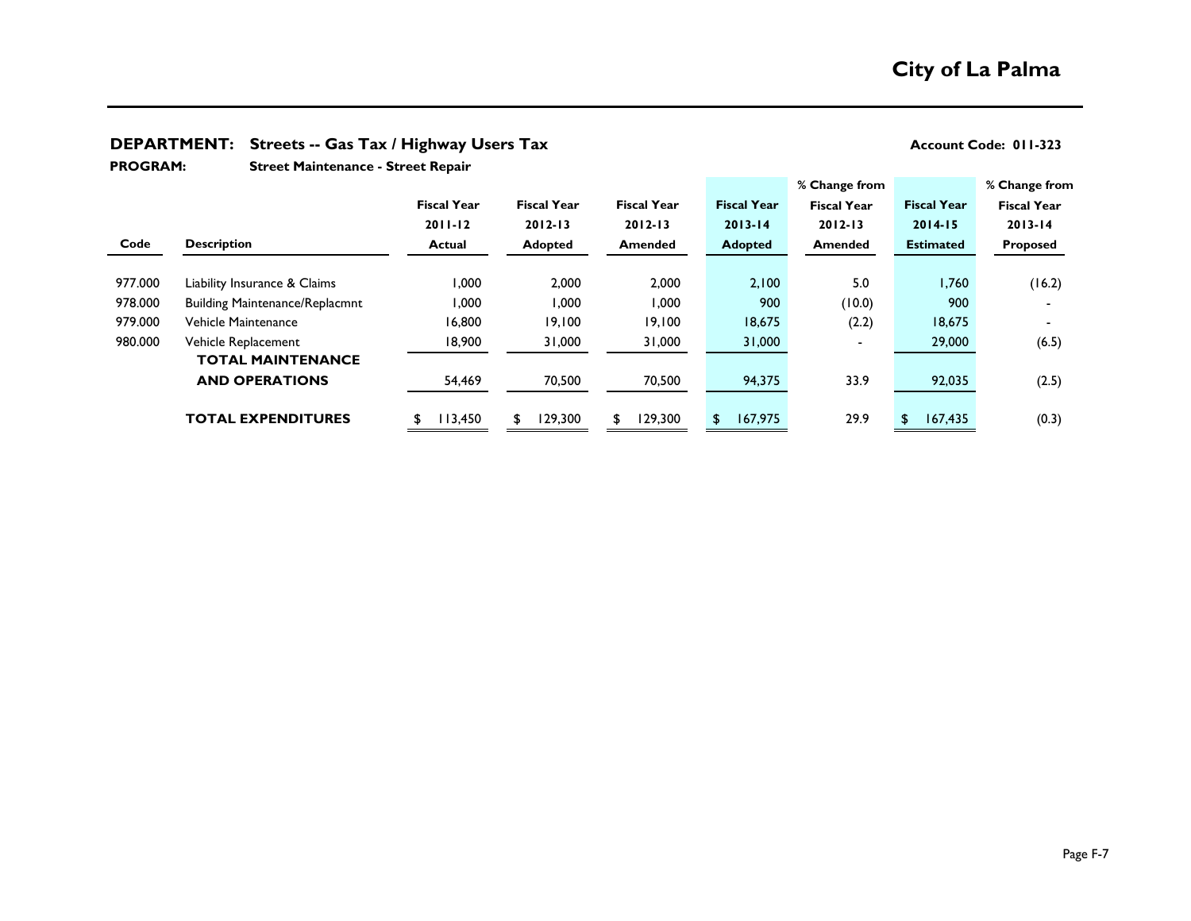# City of La Palma

**DEPARTMENT:** **Streets -- Gas Tax / Highway Users Tax** **Account Code: 011-323**

**PROGRAM:** **Street Maintenance - Street Repair**

| Code | Description | Fiscal Year 2011-12 Actual | Fiscal Year 2012-13 Adopted | Fiscal Year 2012-13 Amended | Fiscal Year 2013-14 Adopted | % Change from Fiscal Year 2012-13 Amended | Fiscal Year 2014-15 Estimated | % Change from Fiscal Year 2013-14 Proposed |
|---|---|---|---|---|---|---|---|---|
| 977.000 | Liability Insurance & Claims | 1,000 | 2,000 | 2,000 | 2,100 | 5.0 | 1,760 | (16.2) |
| 978.000 | Building Maintenance/Replacmnt | 1,000 | 1,000 | 1,000 | 900 | (10.0) | 900 | - |
| 979.000 | Vehicle Maintenance | 16,800 | 19,100 | 19,100 | 18,675 | (2.2) | 18,675 | - |
| 980.000 | Vehicle Replacement | 18,900 | 31,000 | 31,000 | 31,000 | - | 29,000 | (6.5) |
| | **TOTAL MAINTENANCE AND OPERATIONS** | 54,469 | 70,500 | 70,500 | 94,375 | 33.9 | 92,035 | (2.5) |
| | **TOTAL EXPENDITURES** | $ 113,450 | $ 129,300 | $ 129,300 | $ 167,975 | 29.9 | $ 167,435 | (0.3) |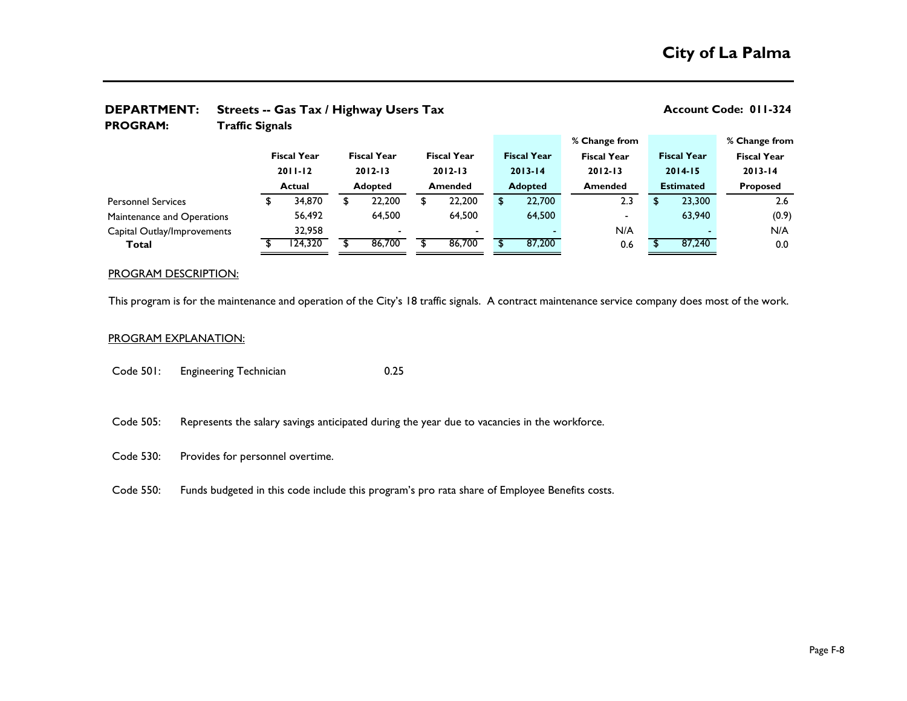# City of La Palma

**DEPARTMENT:** Streets -- Gas Tax / Highway Users Tax **Account Code: 011-324**

**PROGRAM:** Traffic Signals

| | Fiscal Year 2011-12 Actual | Fiscal Year 2012-13 Adopted | Fiscal Year 2012-13 Amended | Fiscal Year 2013-14 Adopted | % Change from Fiscal Year 2012-13 Amended | Fiscal Year 2014-15 Estimated | % Change from Fiscal Year 2013-14 Proposed |
|---|---|---|---|---|---|---|---|
| Personnel Services | $ 34,870 | $ 22,200 | $ 22,200 | $ 22,700 | 2.3 | $ 23,300 | 2.6 |
| Maintenance and Operations | 56,492 | 64,500 | 64,500 | 64,500 | - | 63,940 | (0.9) |
| Capital Outlay/Improvements | 32,958 | - | - | - | N/A | - | N/A |
| **Total** | $ 124,320 | $ 86,700 | $ 86,700 | $ 87,200 | 0.6 | $ 87,240 | 0.0 |

PROGRAM DESCRIPTION:

This program is for the maintenance and operation of the City's 18 traffic signals. A contract maintenance service company does most of the work.

PROGRAM EXPLANATION:

Code 501: Engineering Technician 0.25

Code 505: Represents the salary savings anticipated during the year due to vacancies in the workforce.

Code 530: Provides for personnel overtime.

Code 550: Funds budgeted in this code include this program's pro rata share of Employee Benefits costs.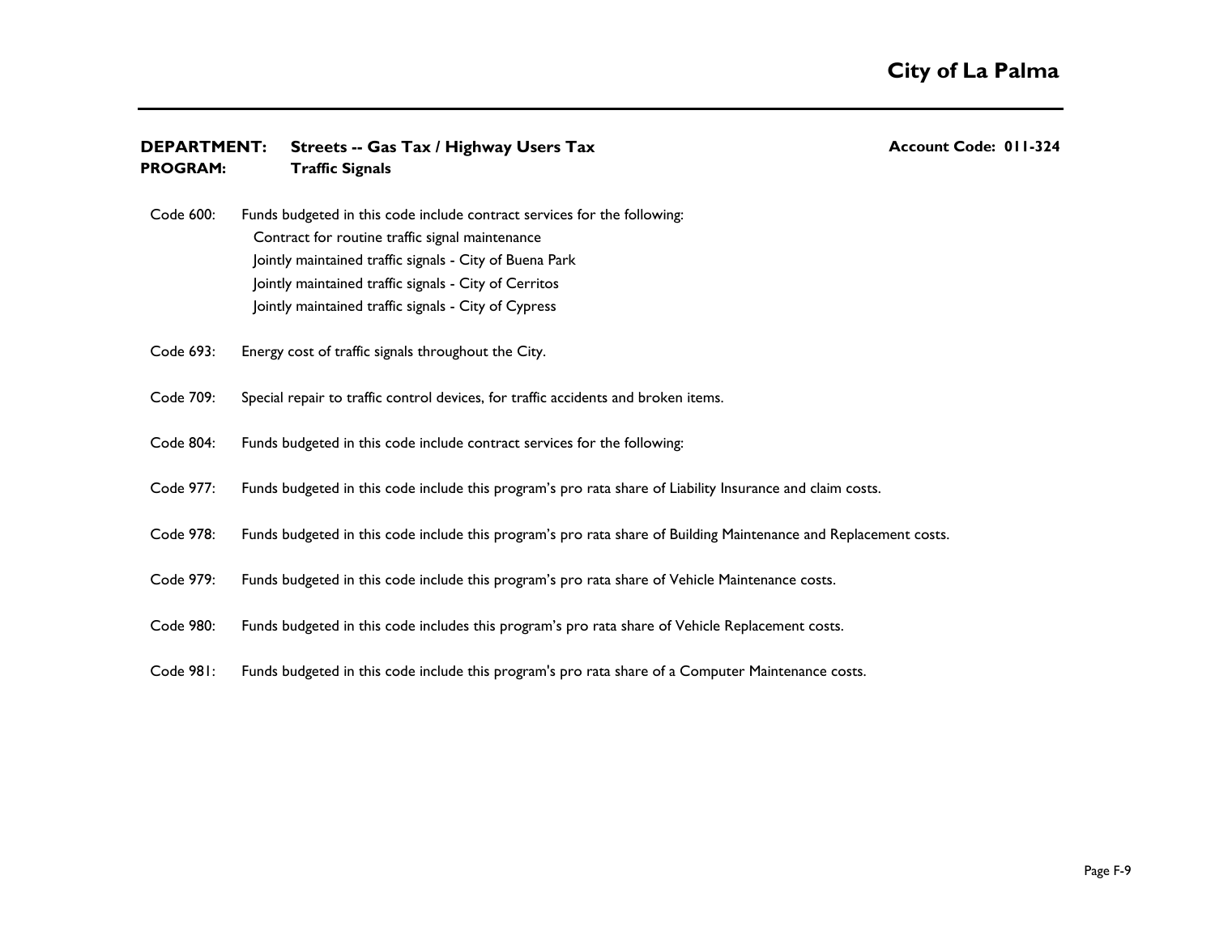**DEPARTMENT:** **Streets -- Gas Tax / Highway Users Tax** **Account Code: 011-324**
**PROGRAM:** **Traffic Signals**

Code 600: Funds budgeted in this code include contract services for the following:
- Contract for routine traffic signal maintenance
- Jointly maintained traffic signals - City of Buena Park
- Jointly maintained traffic signals - City of Cerritos
- Jointly maintained traffic signals - City of Cypress

Code 693: Energy cost of traffic signals throughout the City.

Code 709: Special repair to traffic control devices, for traffic accidents and broken items.

Code 804: Funds budgeted in this code include contract services for the following:

Code 977: Funds budgeted in this code include this program's pro rata share of Liability Insurance and claim costs.

Code 978: Funds budgeted in this code include this program's pro rata share of Building Maintenance and Replacement costs.

Code 979: Funds budgeted in this code include this program's pro rata share of Vehicle Maintenance costs.

Code 980: Funds budgeted in this code includes this program's pro rata share of Vehicle Replacement costs.

Code 981: Funds budgeted in this code include this program's pro rata share of a Computer Maintenance costs.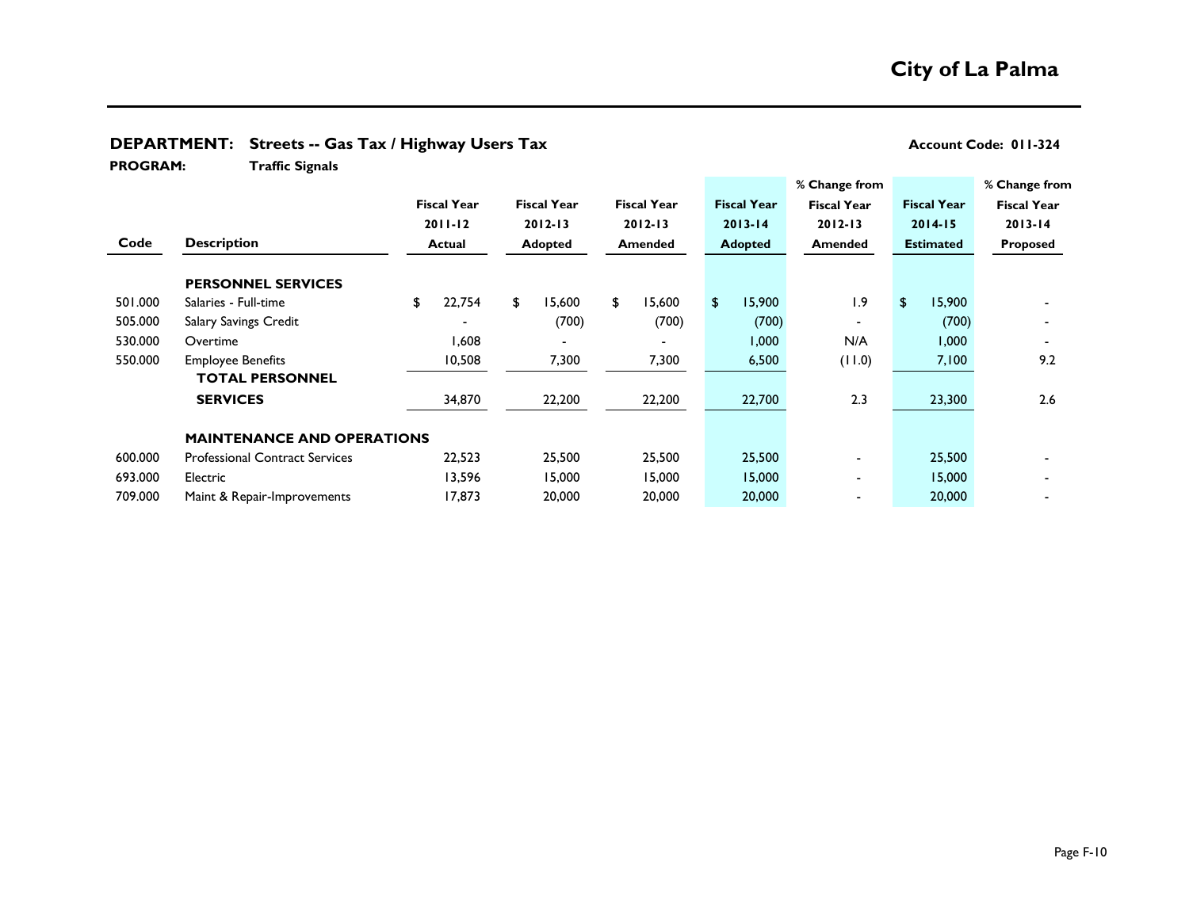# City of La Palma

**DEPARTMENT: Streets -- Gas Tax / Highway Users Tax** **Account Code: 011-324**

**PROGRAM: Traffic Signals**

| Code | Description | Fiscal Year 2011-12 Actual | Fiscal Year 2012-13 Adopted | Fiscal Year 2012-13 Amended | Fiscal Year 2013-14 Adopted | % Change from Fiscal Year 2012-13 Amended | Fiscal Year 2014-15 Estimated | % Change from Fiscal Year 2013-14 Proposed |
|---|---|---|---|---|---|---|---|---|
| | **PERSONNEL SERVICES** | | | | | | | |
| 501.000 | Salaries - Full-time | $ 22,754 | $ 15,600 | $ 15,600 | $ 15,900 | 1.9 | $ 15,900 | - |
| 505.000 | Salary Savings Credit | - | (700) | (700) | (700) | - | (700) | - |
| 530.000 | Overtime | 1,608 | - | - | 1,000 | N/A | 1,000 | - |
| 550.000 | Employee Benefits | 10,508 | 7,300 | 7,300 | 6,500 | (11.0) | 7,100 | 9.2 |
| | **TOTAL PERSONNEL SERVICES** | 34,870 | 22,200 | 22,200 | 22,700 | 2.3 | 23,300 | 2.6 |
| | **MAINTENANCE AND OPERATIONS** | | | | | | | |
| 600.000 | Professional Contract Services | 22,523 | 25,500 | 25,500 | 25,500 | - | 25,500 | - |
| 693.000 | Electric | 13,596 | 15,000 | 15,000 | 15,000 | - | 15,000 | - |
| 709.000 | Maint & Repair-Improvements | 17,873 | 20,000 | 20,000 | 20,000 | - | 20,000 | - |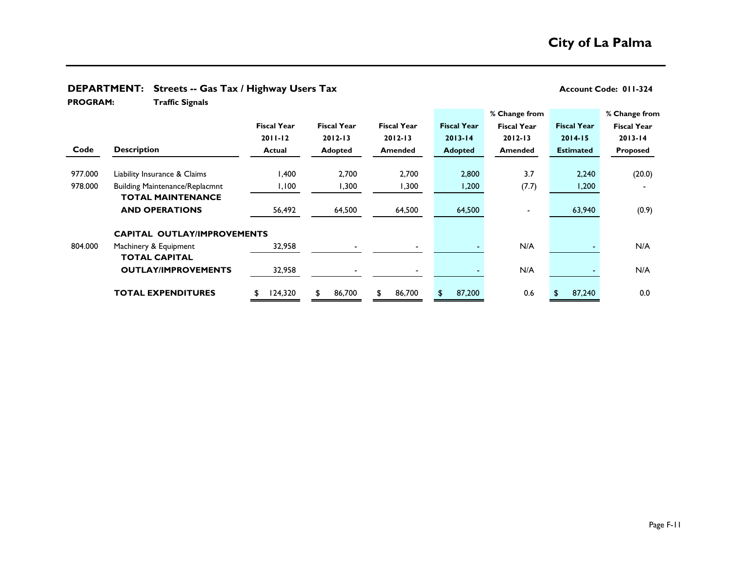## City of La Palma

**DEPARTMENT: Streets -- Gas Tax / Highway Users Tax** **Account Code: 011-324**

**PROGRAM: Traffic Signals**

| Code | Description | Fiscal Year 2011-12 Actual | Fiscal Year 2012-13 Adopted | Fiscal Year 2012-13 Amended | Fiscal Year 2013-14 Adopted | % Change from Fiscal Year 2012-13 Amended | Fiscal Year 2014-15 Estimated | % Change from Fiscal Year 2013-14 Proposed |
|---|---|---|---|---|---|---|---|---|
| 977.000 | Liability Insurance & Claims | 1,400 | 2,700 | 2,700 | 2,800 | 3.7 | 2,240 | (20.0) |
| 978.000 | Building Maintenance/Replacmnt | 1,100 | 1,300 | 1,300 | 1,200 | (7.7) | 1,200 | - |
| | **TOTAL MAINTENANCE AND OPERATIONS** | 56,492 | 64,500 | 64,500 | 64,500 | - | 63,940 | (0.9) |
| | **CAPITAL OUTLAY/IMPROVEMENTS** | | | | | | | |
| 804.000 | Machinery & Equipment | 32,958 | - | - | - | N/A | - | N/A |
| | **TOTAL CAPITAL OUTLAY/IMPROVEMENTS** | 32,958 | - | - | - | N/A | - | N/A |
| | **TOTAL EXPENDITURES** | $ 124,320 | $ 86,700 | $ 86,700 | $ 87,200 | 0.6 | $ 87,240 | 0.0 |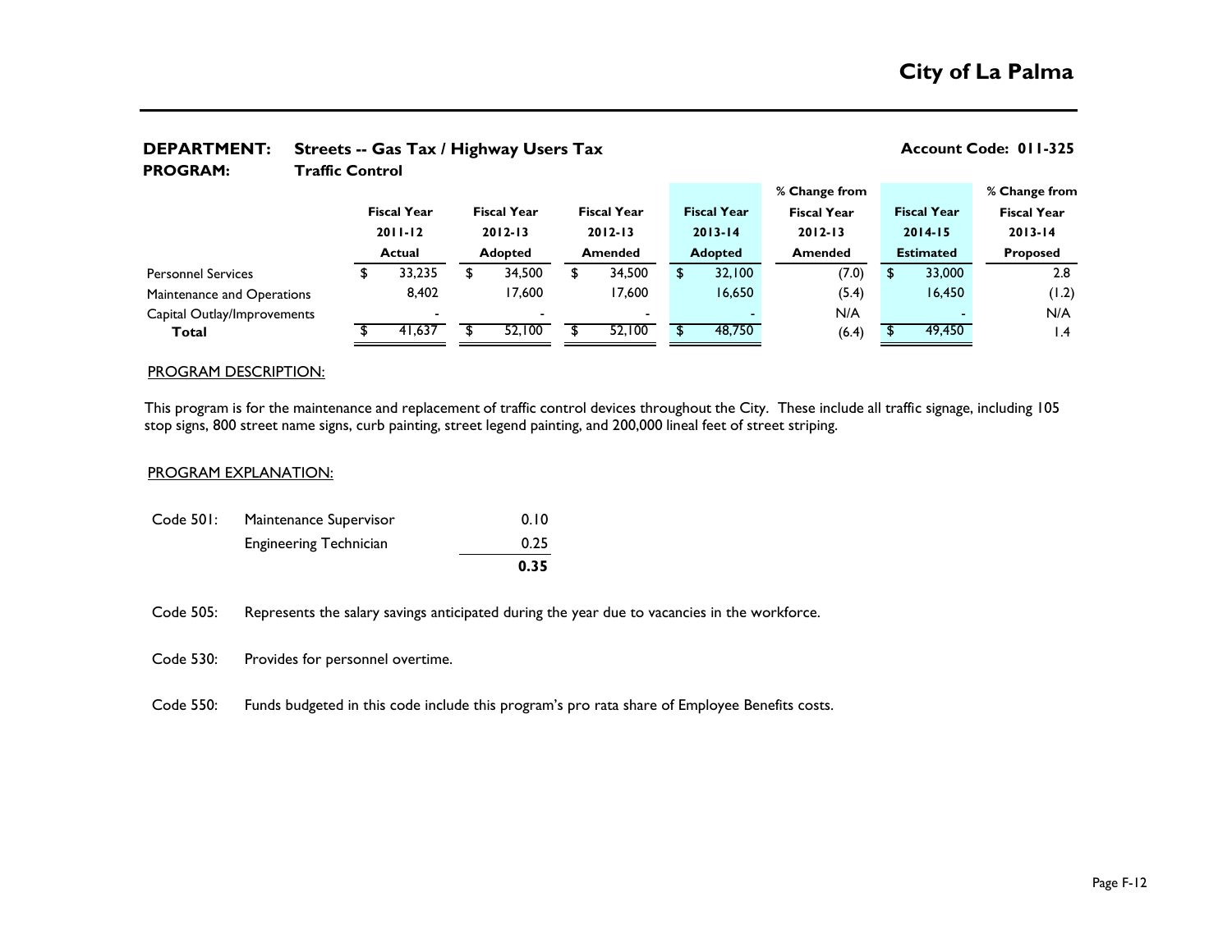# City of La Palma

**DEPARTMENT:** **Streets -- Gas Tax / Highway Users Tax** **Account Code: 011-325**

**PROGRAM:** **Traffic Control**

| | Fiscal Year 2011-12 Actual | Fiscal Year 2012-13 Adopted | Fiscal Year 2012-13 Amended | Fiscal Year 2013-14 Adopted | % Change from Fiscal Year 2012-13 Amended | Fiscal Year 2014-15 Estimated | % Change from Fiscal Year 2013-14 Proposed |
|---|---|---|---|---|---|---|---|
| Personnel Services | $ 33,235 | $ 34,500 | $ 34,500 | $ 32,100 | (7.0) | $ 33,000 | 2.8 |
| Maintenance and Operations | 8,402 | 17,600 | 17,600 | 16,650 | (5.4) | 16,450 | (1.2) |
| Capital Outlay/Improvements | - | - | - | - | N/A | - | N/A |
| **Total** | $ 41,637 | $ 52,100 | $ 52,100 | $ 48,750 | (6.4) | $ 49,450 | 1.4 |

## PROGRAM DESCRIPTION:

This program is for the maintenance and replacement of traffic control devices throughout the City. These include all traffic signage, including 105 stop signs, 800 street name signs, curb painting, street legend painting, and 200,000 lineal feet of street striping.

## PROGRAM EXPLANATION:

| Code 501: | Maintenance Supervisor | 0.10 |
|---|---|---|
| | Engineering Technician | 0.25 |
| | | **0.35** |

Code 505: Represents the salary savings anticipated during the year due to vacancies in the workforce.

Code 530: Provides for personnel overtime.

Code 550: Funds budgeted in this code include this program's pro rata share of Employee Benefits costs.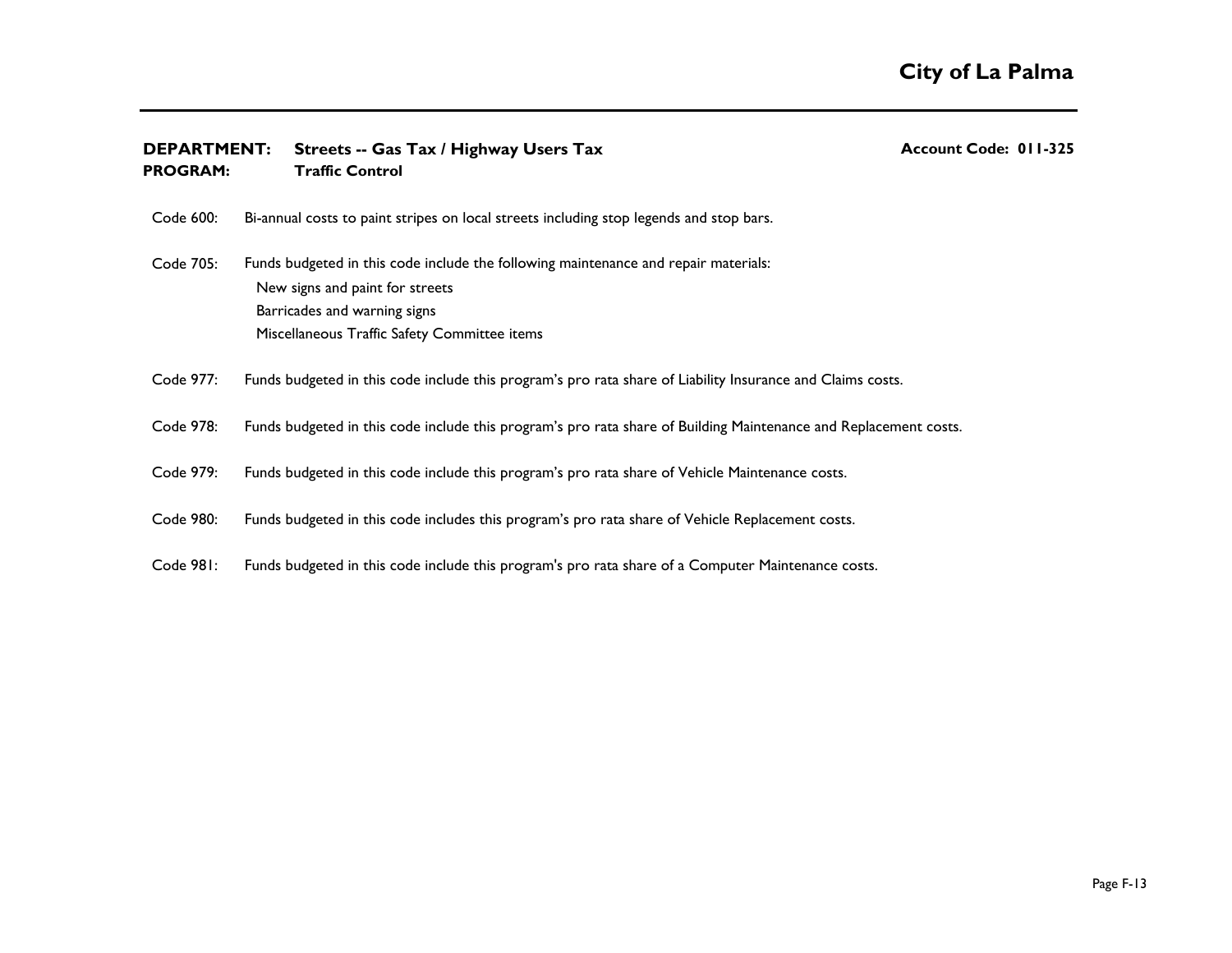**DEPARTMENT:** **Streets -- Gas Tax / Highway Users Tax** **Account Code: 011-325**
**PROGRAM:** **Traffic Control**

Code 600: Bi-annual costs to paint stripes on local streets including stop legends and stop bars.

Code 705: Funds budgeted in this code include the following maintenance and repair materials:
- New signs and paint for streets
- Barricades and warning signs
- Miscellaneous Traffic Safety Committee items

Code 977: Funds budgeted in this code include this program's pro rata share of Liability Insurance and Claims costs.

Code 978: Funds budgeted in this code include this program's pro rata share of Building Maintenance and Replacement costs.

Code 979: Funds budgeted in this code include this program's pro rata share of Vehicle Maintenance costs.

Code 980: Funds budgeted in this code includes this program's pro rata share of Vehicle Replacement costs.

Code 981: Funds budgeted in this code include this program's pro rata share of a Computer Maintenance costs.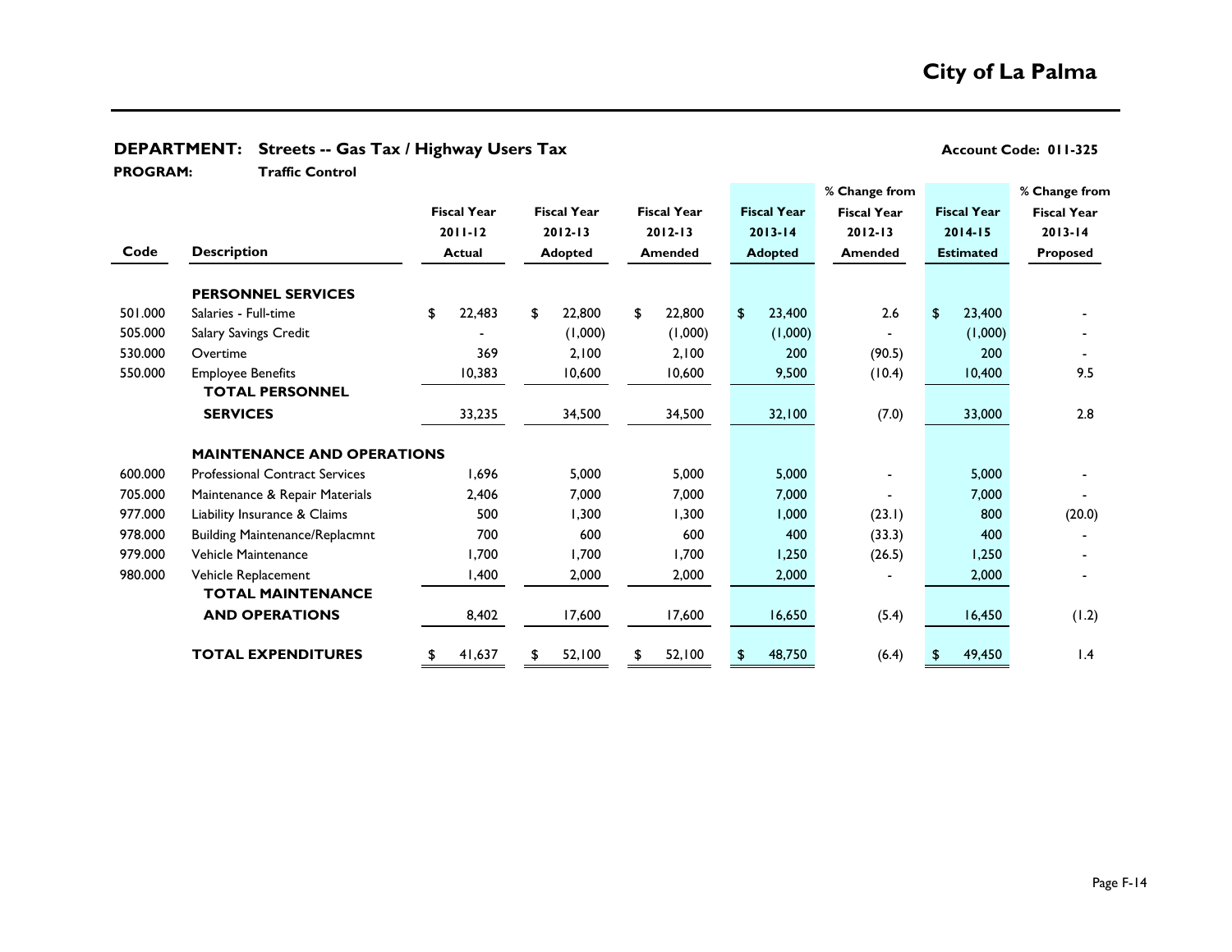# City of La Palma

**DEPARTMENT: Streets -- Gas Tax / Highway Users Tax** — **Account Code: 011-325**

**PROGRAM: Traffic Control**

| Code | Description | Fiscal Year 2011-12 Actual | Fiscal Year 2012-13 Adopted | Fiscal Year 2012-13 Amended | Fiscal Year 2013-14 Adopted | % Change from Fiscal Year 2012-13 Amended | Fiscal Year 2014-15 Estimated | % Change from Fiscal Year 2013-14 Proposed |
|---|---|---|---|---|---|---|---|---|
| | **PERSONNEL SERVICES** | | | | | | | |
| 501.000 | Salaries - Full-time | $ 22,483 | $ 22,800 | $ 22,800 | $ 23,400 | 2.6 | $ 23,400 | - |
| 505.000 | Salary Savings Credit | - | (1,000) | (1,000) | (1,000) | - | (1,000) | - |
| 530.000 | Overtime | 369 | 2,100 | 2,100 | 200 | (90.5) | 200 | - |
| 550.000 | Employee Benefits | 10,383 | 10,600 | 10,600 | 9,500 | (10.4) | 10,400 | 9.5 |
| | **TOTAL PERSONNEL SERVICES** | 33,235 | 34,500 | 34,500 | 32,100 | (7.0) | 33,000 | 2.8 |
| | **MAINTENANCE AND OPERATIONS** | | | | | | | |
| 600.000 | Professional Contract Services | 1,696 | 5,000 | 5,000 | 5,000 | - | 5,000 | - |
| 705.000 | Maintenance & Repair Materials | 2,406 | 7,000 | 7,000 | 7,000 | - | 7,000 | - |
| 977.000 | Liability Insurance & Claims | 500 | 1,300 | 1,300 | 1,000 | (23.1) | 800 | (20.0) |
| 978.000 | Building Maintenance/Replacmnt | 700 | 600 | 600 | 400 | (33.3) | 400 | - |
| 979.000 | Vehicle Maintenance | 1,700 | 1,700 | 1,700 | 1,250 | (26.5) | 1,250 | - |
| 980.000 | Vehicle Replacement | 1,400 | 2,000 | 2,000 | 2,000 | - | 2,000 | - |
| | **TOTAL MAINTENANCE AND OPERATIONS** | 8,402 | 17,600 | 17,600 | 16,650 | (5.4) | 16,450 | (1.2) |
| | **TOTAL EXPENDITURES** | $ 41,637 | $ 52,100 | $ 52,100 | $ 48,750 | (6.4) | $ 49,450 | 1.4 |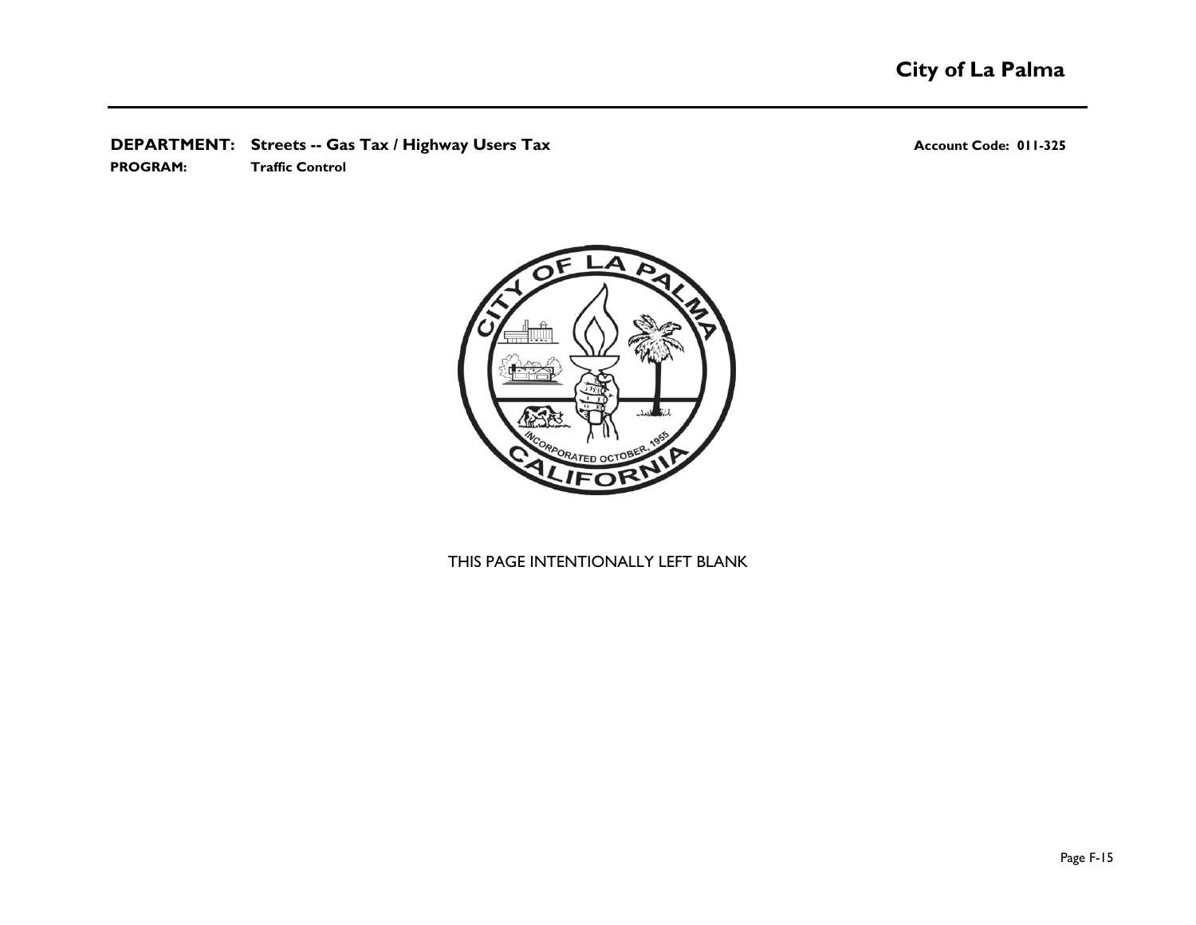**DEPARTMENT:** Streets -- Gas Tax / Highway Users Tax

**Account Code: 011-325**

**PROGRAM:** Traffic Control

THIS PAGE INTENTIONALLY LEFT BLANK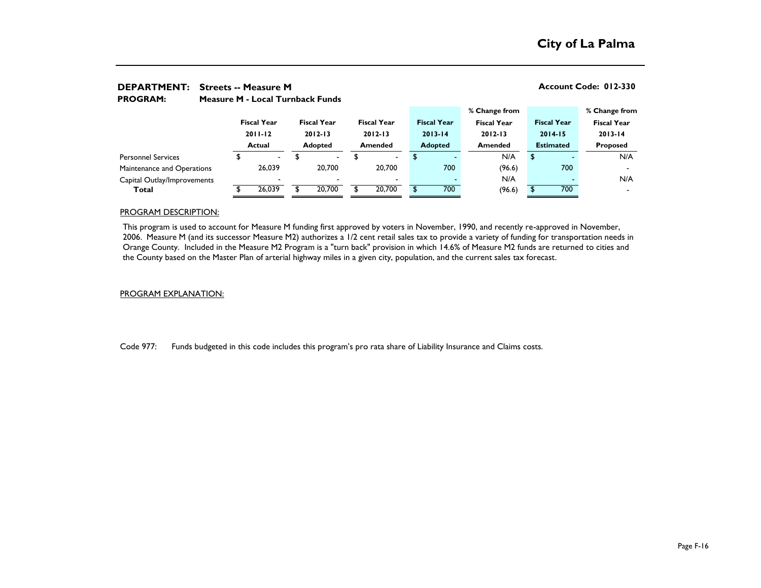# City of La Palma

**DEPARTMENT:** **Streets -- Measure M** **Account Code: 012-330**

**PROGRAM:** **Measure M - Local Turnback Funds**

| | Fiscal Year 2011-12 Actual | Fiscal Year 2012-13 Adopted | Fiscal Year 2012-13 Amended | Fiscal Year 2013-14 Adopted | % Change from Fiscal Year 2012-13 Amended | Fiscal Year 2014-15 Estimated | % Change from Fiscal Year 2013-14 Proposed |
|---|---|---|---|---|---|---|---|
| Personnel Services | $ - | $ - | $ - | $ - | N/A | $ - | N/A |
| Maintenance and Operations | 26,039 | 20,700 | 20,700 | 700 | (96.6) | 700 | - |
| Capital Outlay/Improvements | - | - | - | - | N/A | - | N/A |
| **Total** | $ 26,039 | $ 20,700 | $ 20,700 | $ 700 | (96.6) | $ 700 | - |

PROGRAM DESCRIPTION:

This program is used to account for Measure M funding first approved by voters in November, 1990, and recently re-approved in November, 2006. Measure M (and its successor Measure M2) authorizes a 1/2 cent retail sales tax to provide a variety of funding for transportation needs in Orange County. Included in the Measure M2 Program is a "turn back" provision in which 14.6% of Measure M2 funds are returned to cities and the County based on the Master Plan of arterial highway miles in a given city, population, and the current sales tax forecast.

PROGRAM EXPLANATION:

Code 977: Funds budgeted in this code includes this program's pro rata share of Liability Insurance and Claims costs.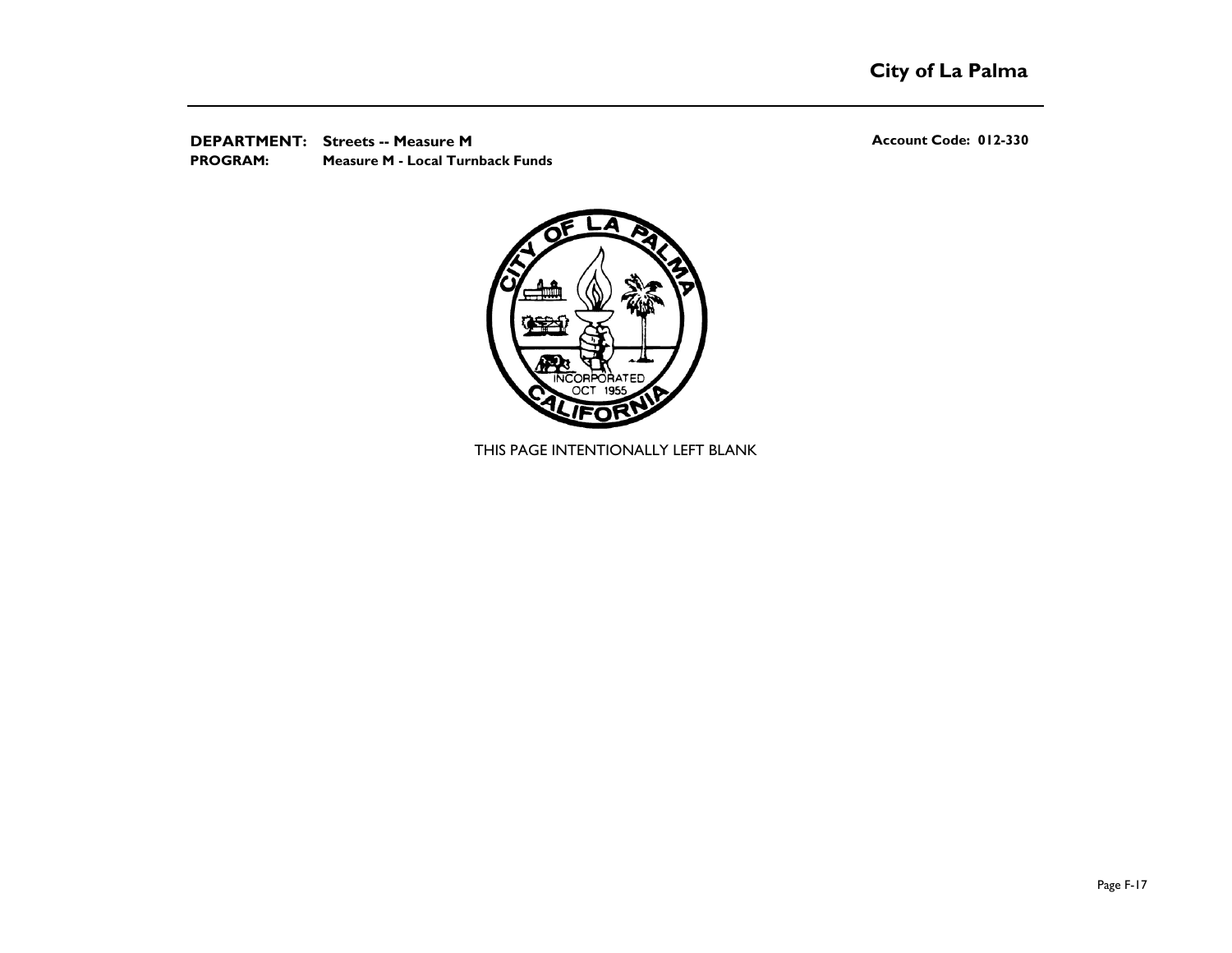**DEPARTMENT:** Streets -- Measure M

**PROGRAM:** Measure M - Local Turnback Funds

**Account Code: 012-330**

THIS PAGE INTENTIONALLY LEFT BLANK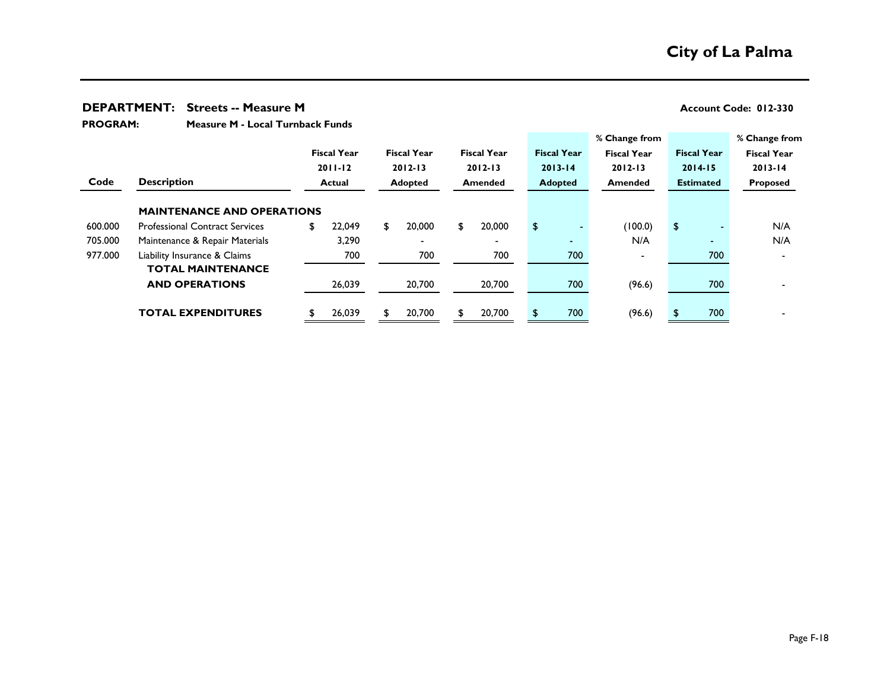# City of La Palma

**DEPARTMENT: Streets -- Measure M** **Account Code: 012-330**

**PROGRAM: Measure M - Local Turnback Funds**

| Code | Description | Fiscal Year 2011-12 Actual | Fiscal Year 2012-13 Adopted | Fiscal Year 2012-13 Amended | Fiscal Year 2013-14 Adopted | % Change from Fiscal Year 2012-13 Amended | Fiscal Year 2014-15 Estimated | % Change from Fiscal Year 2013-14 Proposed |
|---|---|---|---|---|---|---|---|---|
| | **MAINTENANCE AND OPERATIONS** | | | | | | | |
| 600.000 | Professional Contract Services | $ 22,049 | $ 20,000 | $ 20,000 | $ - | (100.0) | $ - | N/A |
| 705.000 | Maintenance & Repair Materials | 3,290 | - | - | - | N/A | - | N/A |
| 977.000 | Liability Insurance & Claims | 700 | 700 | 700 | 700 | - | 700 | - |
| | **TOTAL MAINTENANCE AND OPERATIONS** | 26,039 | 20,700 | 20,700 | 700 | (96.6) | 700 | - |
| | **TOTAL EXPENDITURES** | $ 26,039 | $ 20,700 | $ 20,700 | $ 700 | (96.6) | $ 700 | - |